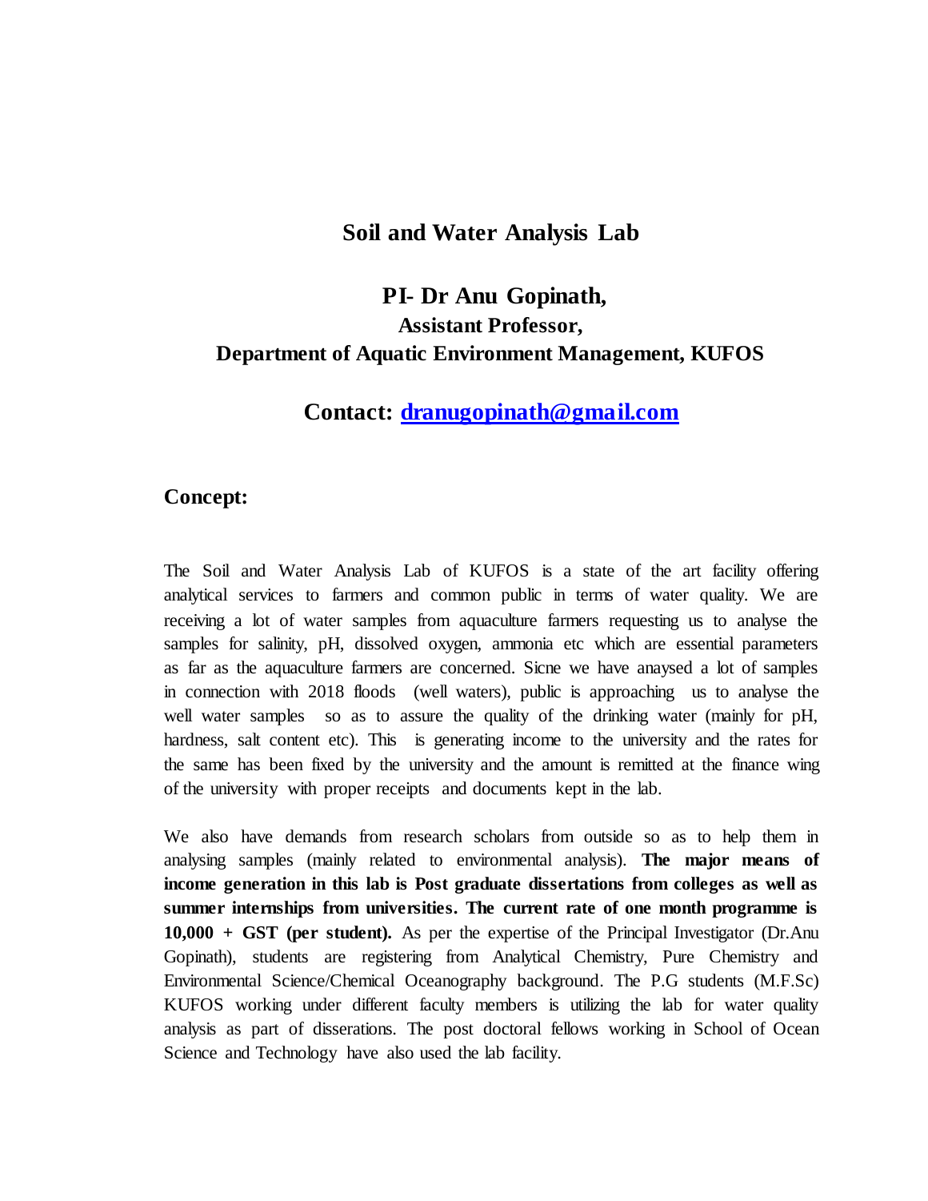# Soil and Water Analysis Lab

## PI- Dr Anu Gopinath,

### Assistant Professor,

### Department of Aquatic Environment Management, KUFOS

## Contact: [dranugopinath@gmail.com](mailto:dranugopinath@gmail.com)

## Concept:

The Soil and Water Analysis Lab of KUFOS is a state of the art facility offering analytical services to farmers and common public in terms of water quality. We are receiving a lot of water samples from aquaculture farmers requesting us to analyse the samples for salinity, pH, dissolved oxygen, ammonia etc which are essential parameters as far as the aquaculture farmers are concerned. Sicne we have anaysed a lot of samples in connection with 2018 floods (well waters), public is approaching us to analyse the well water samples so as to assure the quality of the drinking water (mainly for pH, hardness, salt content etc). This is generating income to the university and the rates for the same has been fixed by the university and the amount is remitted at the finance wing of the university with proper receipts and documents kept in the lab.

We also have demands from research scholars from outside so as to help them in analysing samples (mainly related to environmental analysis). **The major means of income generation in this lab is Post graduate dissertations from colleges as well as summer internships from universities. The current rate of one month programme is 10,000 + GST (per student).** As per the expertise of the Principal Investigator (Dr.Anu Gopinath), students are registering from Analytical Chemistry, Pure Chemistry and Environmental Science/Chemical Oceanography background. The P.G students (M.F.Sc) KUFOS working under different faculty members is utilizing the lab for water quality analysis as part of disserations. The post doctoral fellows working in School of Ocean Science and Technology have also used the lab facility.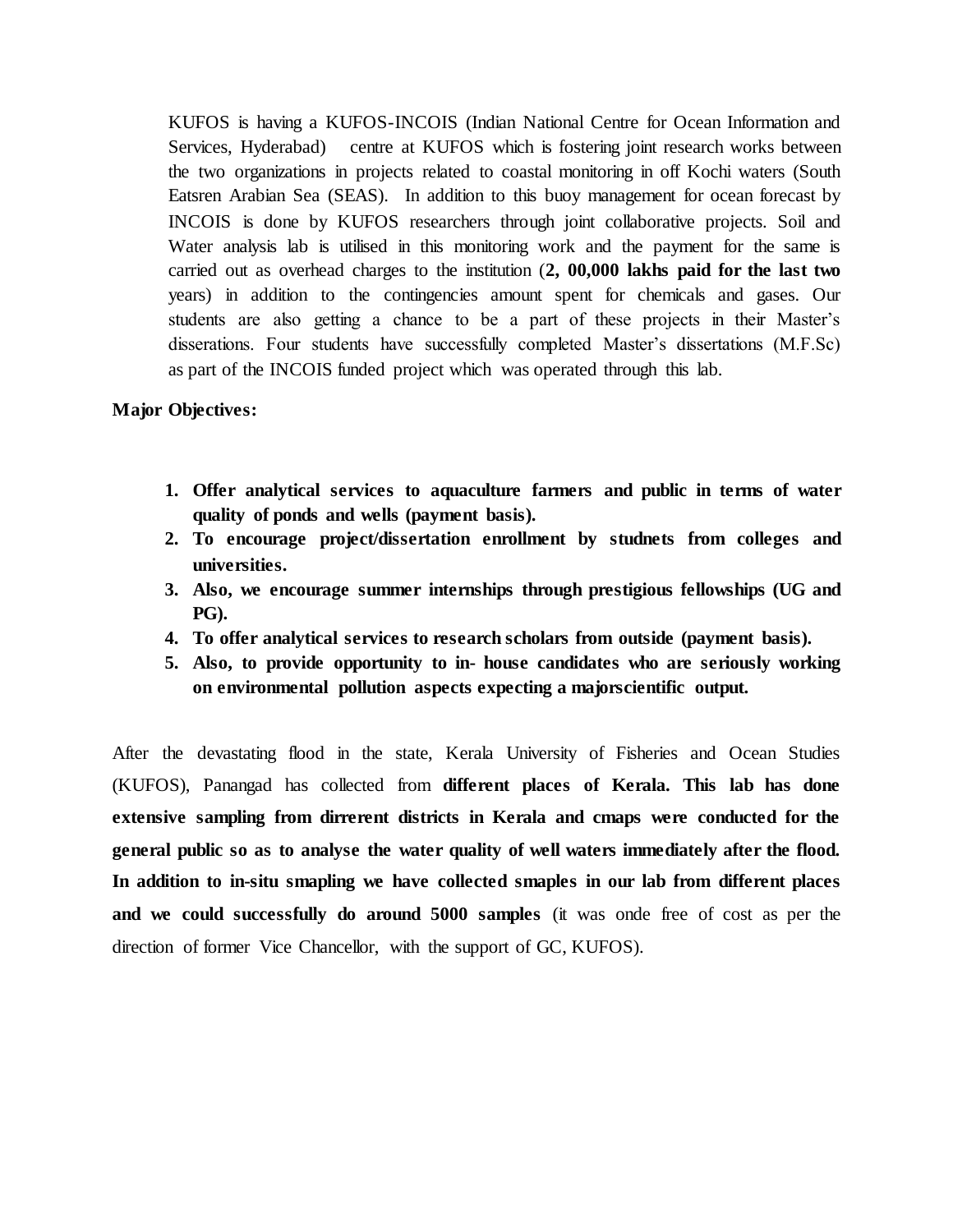KUFOS is having a KUFOS-INCOIS (Indian National Centre for Ocean Information and Services, Hyderabad) centre at KUFOS which is fostering joint research works between the two organizations in projects related to coastal monitoring in off Kochi waters (South Eatsren Arabian Sea (SEAS). In addition to this buoy management for ocean forecast by INCOIS is done by KUFOS researchers through joint collaborative projects. Soil and Water analysis lab is utilised in this monitoring work and the payment for the same is carried out as overhead charges to the institution (**2, 00,000 lakhs paid for the last two** years) in addition to the contingencies amount spent for chemicals and gases. Our students are also getting a chance to be a part of these projects in their Master's disserations. Four students have successfully completed Master's dissertations (M.F.Sc) as part of the INCOIS funded project which was operated through this lab.

**Major Objectives:**

1. **Offer analytical services to aquaculture farmers and public in terms of water quality of ponds and wells (payment basis).**
2. **To encourage project/dissertation enrollment by studnets from colleges and universities.**
3. **Also, we encourage summer internships through prestigious fellowships (UG and PG).**
4. **To offer analytical services to research scholars from outside (payment basis).**
5. **Also, to provide opportunity to in- house candidates who are seriously working on environmental pollution aspects expecting a majorscientific output.**

After the devastating flood in the state, Kerala University of Fisheries and Ocean Studies (KUFOS), Panangad has collected from **different places of Kerala. This lab has done extensive sampling from dirrerent districts in Kerala and cmaps were conducted for the general public so as to analyse the water quality of well waters immediately after the flood. In addition to in-situ smapling we have collected smaples in our lab from different places and we could successfully do around 5000 samples** (it was onde free of cost as per the direction of former Vice Chancellor, with the support of GC, KUFOS).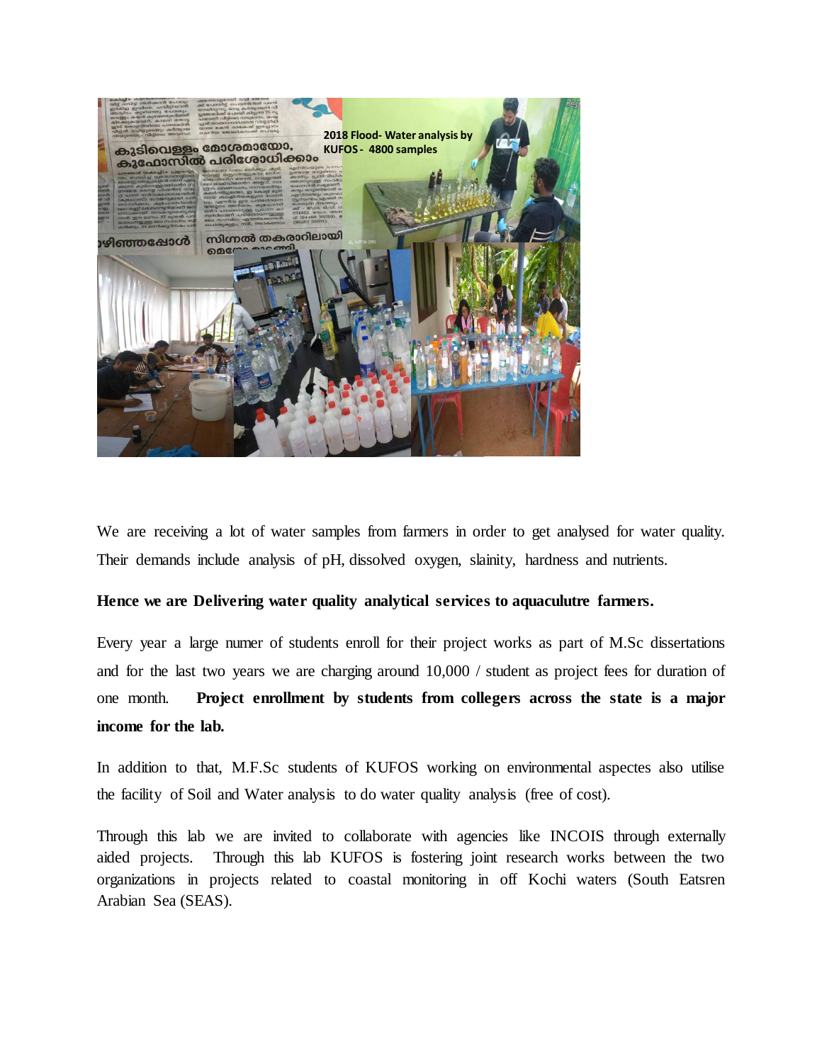We are receiving a lot of water samples from farmers in order to get analysed for water quality. Their demands include analysis of pH, dissolved oxygen, slainity, hardness and nutrients.

**Hence we are Delivering water quality analytical services to aquaculutre farmers.**

Every year a large numer of students enroll for their project works as part of M.Sc dissertations and for the last two years we are charging around 10,000 / student as project fees for duration of one month. **Project enrollment by students from collegers across the state is a major income for the lab.**

In addition to that, M.F.Sc students of KUFOS working on environmental aspectes also utilise the facility of Soil and Water analysis to do water quality analysis (free of cost).

Through this lab we are invited to collaborate with agencies like INCOIS through externally aided projects. Through this lab KUFOS is fostering joint research works between the two organizations in projects related to coastal monitoring in off Kochi waters (South Eatsren Arabian Sea (SEAS).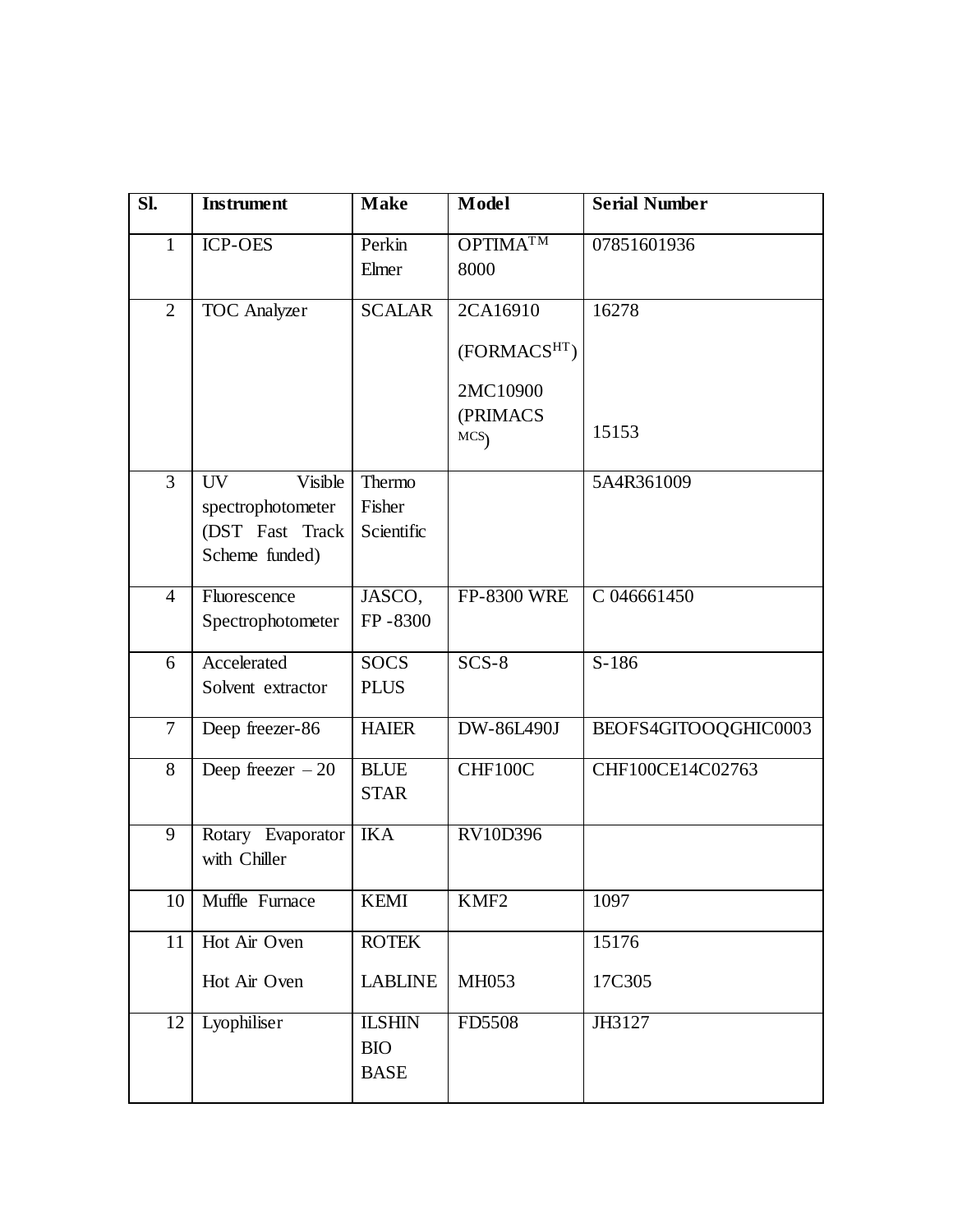| Sl. | Instrument | Make | Model | Serial Number |
|---|---|---|---|---|
| 1 | ICP-OES | Perkin Elmer | OPTIMA$^{TM}$ 8000 | 07851601936 |
| 2 | TOC Analyzer | SCALAR | 2CA16910 (FORMACS$^{HT}$) 2MC10900 (PRIMACS $^{MCS}$) | 16278 15153 |
| 3 | UV Visible spectrophotometer (DST Fast Track Scheme funded) | Thermo Fisher Scientific | | 5A4R361009 |
| 4 | Fluorescence Spectrophotometer | JASCO, FP -8300 | FP-8300 WRE | C 046661450 |
| 6 | Accelerated Solvent extractor | SOCS PLUS | SCS-8 | S-186 |
| 7 | Deep freezer-86 | HAIER | DW-86L490J | BEOFS4GITOOQGHIC0003 |
| 8 | Deep freezer – 20 | BLUE STAR | CHF100C | CHF100CE14C02763 |
| 9 | Rotary Evaporator with Chiller | IKA | RV10D396 | |
| 10 | Muffle Furnace | KEMI | KMF2 | 1097 |
| 11 | Hot Air Oven<br>Hot Air Oven | ROTEK<br>LABLINE | <br>MH053 | 15176<br>17C305 |
| 12 | Lyophiliser | ILSHIN BIO BASE | FD5508 | JH3127 |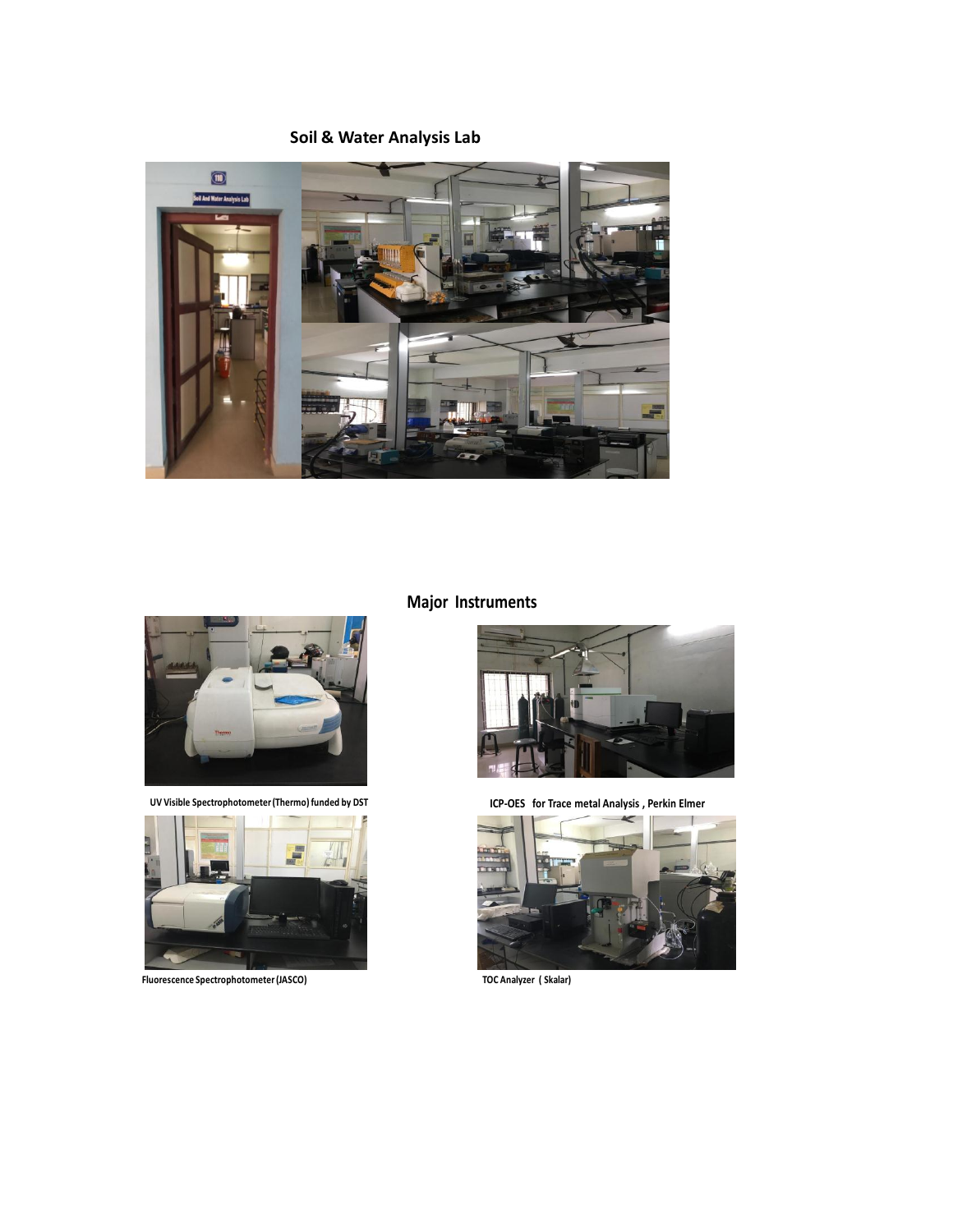## Soil & Water Analysis Lab

## Major Instruments

UV Visible Spectrophotometer (Thermo) funded by DST

ICP-OES for Trace metal Analysis , Perkin Elmer

Fluorescence Spectrophotometer (JASCO)

TOC Analyzer ( Skalar)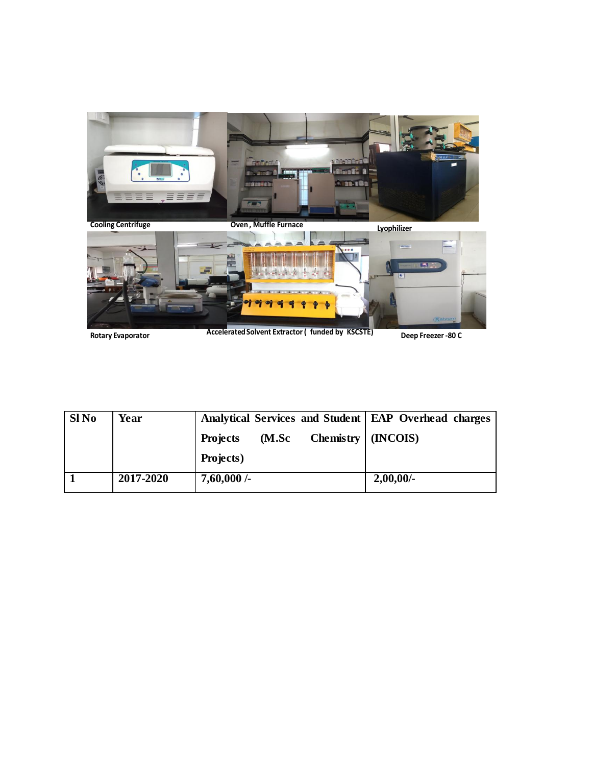Cooling Centrifuge

Oven , Muffle Furnace

Lyophilizer

Rotary Evaporator

Accelerated Solvent Extractor ( funded by KSCSTE)

Deep Freezer -80 C

| Sl No | Year | Analytical Services and Student Projects (M.Sc Chemistry Projects) | EAP Overhead charges (INCOIS) |
|---|---|---|---|
| 1 | 2017-2020 | 7,60,000 /- | 2,00,00/- |